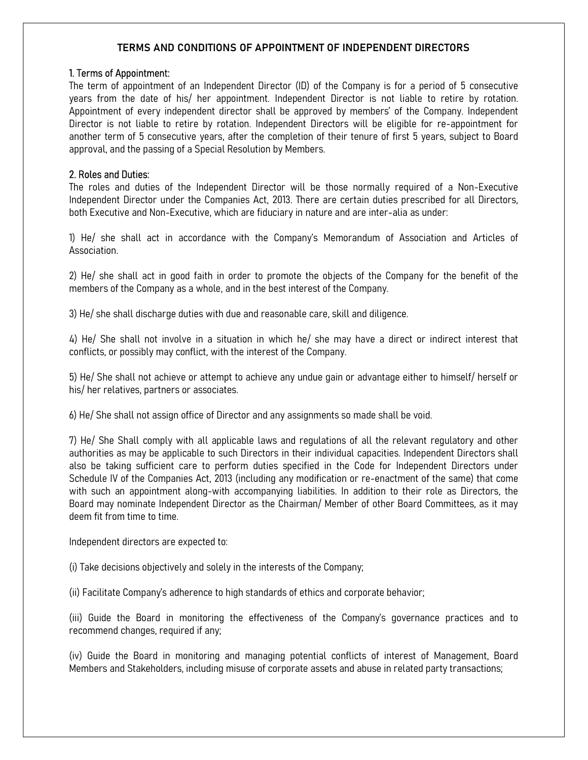# TERMS AND CONDITIONS OF APPOINTMENT OF INDEPENDENT DIRECTORS

## 1. Terms of Appointment:

The term of appointment of an Independent Director (ID) of the Company is for a period of 5 consecutive years from the date of his/ her appointment. Independent Director is not liable to retire by rotation. Appointment of every independent director shall be approved by members' of the Company. Independent Director is not liable to retire by rotation. Independent Directors will be eligible for re-appointment for another term of 5 consecutive years, after the completion of their tenure of first 5 years, subject to Board approval, and the passing of a Special Resolution by Members.

## 2. Roles and Duties:

The roles and duties of the Independent Director will be those normally required of a Non-Executive Independent Director under the Companies Act, 2013. There are certain duties prescribed for all Directors, both Executive and Non-Executive, which are fiduciary in nature and are inter-alia as under:

1) He/ she shall act in accordance with the Company's Memorandum of Association and Articles of Association.

2) He/ she shall act in good faith in order to promote the objects of the Company for the benefit of the members of the Company as a whole, and in the best interest of the Company.

3) He/ she shall discharge duties with due and reasonable care, skill and diligence.

4) He/ She shall not involve in a situation in which he/ she may have a direct or indirect interest that conflicts, or possibly may conflict, with the interest of the Company.

5) He/ She shall not achieve or attempt to achieve any undue gain or advantage either to himself/ herself or his/ her relatives, partners or associates.

6) He/ She shall not assign office of Director and any assignments so made shall be void.

7) He/ She Shall comply with all applicable laws and regulations of all the relevant regulatory and other authorities as may be applicable to such Directors in their individual capacities. Independent Directors shall also be taking sufficient care to perform duties specified in the Code for Independent Directors under Schedule IV of the Companies Act, 2013 (including any modification or re-enactment of the same) that come with such an appointment along-with accompanying liabilities. In addition to their role as Directors, the Board may nominate Independent Director as the Chairman/ Member of other Board Committees, as it may deem fit from time to time.

Independent directors are expected to:

(i) Take decisions objectively and solely in the interests of the Company;

(ii) Facilitate Company's adherence to high standards of ethics and corporate behavior;

(iii) Guide the Board in monitoring the effectiveness of the Company's governance practices and to recommend changes, required if any;

(iv) Guide the Board in monitoring and managing potential conflicts of interest of Management, Board Members and Stakeholders, including misuse of corporate assets and abuse in related party transactions;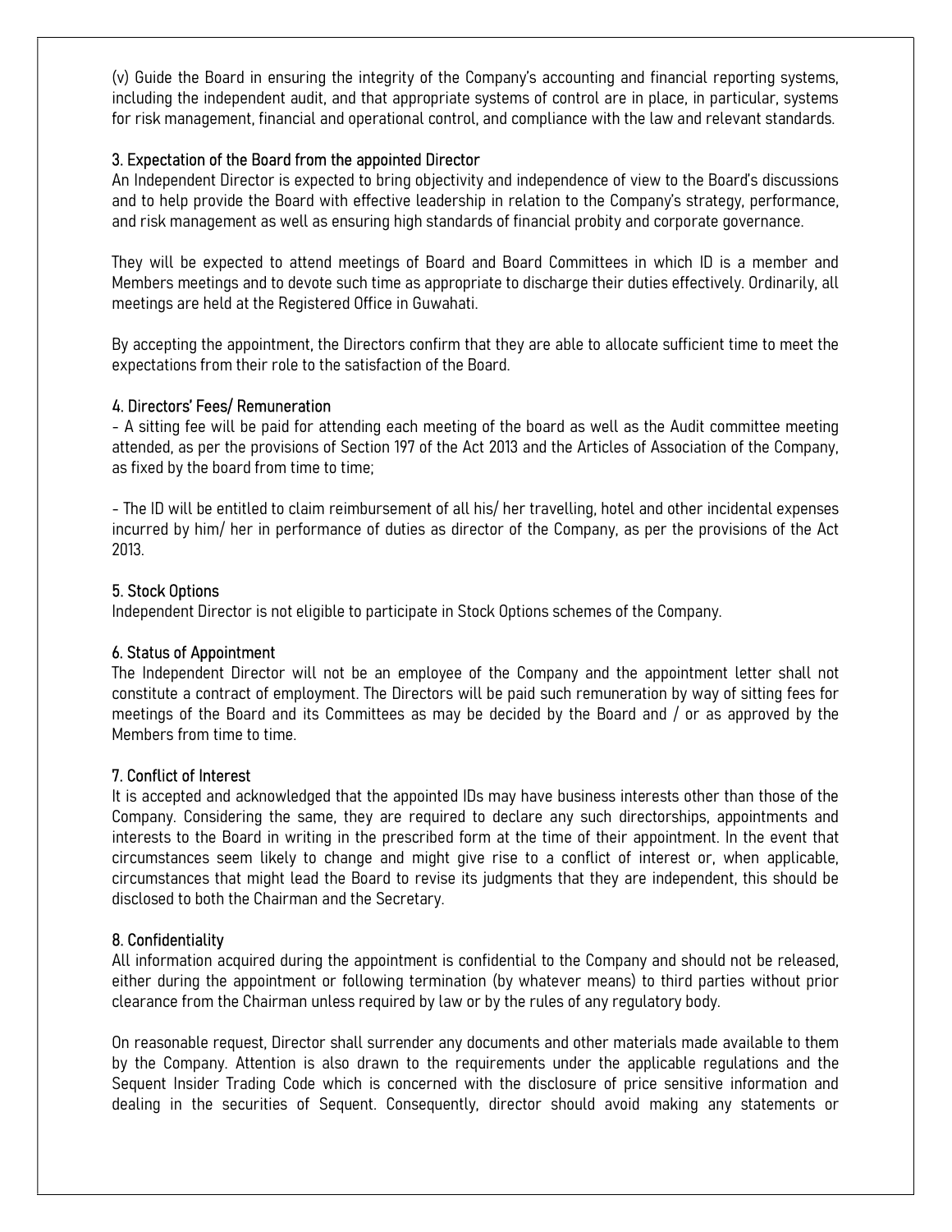(v) Guide the Board in ensuring the integrity of the Company's accounting and financial reporting systems, including the independent audit, and that appropriate systems of control are in place, in particular, systems for risk management, financial and operational control, and compliance with the law and relevant standards.

### 3. Expectation of the Board from the appointed Director

An Independent Director is expected to bring objectivity and independence of view to the Board's discussions and to help provide the Board with effective leadership in relation to the Company's strategy, performance, and risk management as well as ensuring high standards of financial probity and corporate governance.

They will be expected to attend meetings of Board and Board Committees in which ID is a member and Members meetings and to devote such time as appropriate to discharge their duties effectively. Ordinarily, all meetings are held at the Registered Office in Guwahati.

By accepting the appointment, the Directors confirm that they are able to allocate sufficient time to meet the expectations from their role to the satisfaction of the Board.

### 4. Directors' Fees/ Remuneration

- A sitting fee will be paid for attending each meeting of the board as well as the Audit committee meeting attended, as per the provisions of Section 197 of the Act 2013 and the Articles of Association of the Company, as fixed by the board from time to time;

- The ID will be entitled to claim reimbursement of all his/ her travelling, hotel and other incidental expenses incurred by him/ her in performance of duties as director of the Company, as per the provisions of the Act 2013.

### 5. Stock Options

Independent Director is not eligible to participate in Stock Options schemes of the Company.

### 6. Status of Appointment

The Independent Director will not be an employee of the Company and the appointment letter shall not constitute a contract of employment. The Directors will be paid such remuneration by way of sitting fees for meetings of the Board and its Committees as may be decided by the Board and / or as approved by the Members from time to time.

### 7. Conflict of Interest

It is accepted and acknowledged that the appointed IDs may have business interests other than those of the Company. Considering the same, they are required to declare any such directorships, appointments and interests to the Board in writing in the prescribed form at the time of their appointment. In the event that circumstances seem likely to change and might give rise to a conflict of interest or, when applicable, circumstances that might lead the Board to revise its judgments that they are independent, this should be disclosed to both the Chairman and the Secretary.

### 8. Confidentiality

All information acquired during the appointment is confidential to the Company and should not be released, either during the appointment or following termination (by whatever means) to third parties without prior clearance from the Chairman unless required by law or by the rules of any regulatory body.

On reasonable request, Director shall surrender any documents and other materials made available to them by the Company. Attention is also drawn to the requirements under the applicable regulations and the Sequent Insider Trading Code which is concerned with the disclosure of price sensitive information and dealing in the securities of Sequent. Consequently, director should avoid making any statements or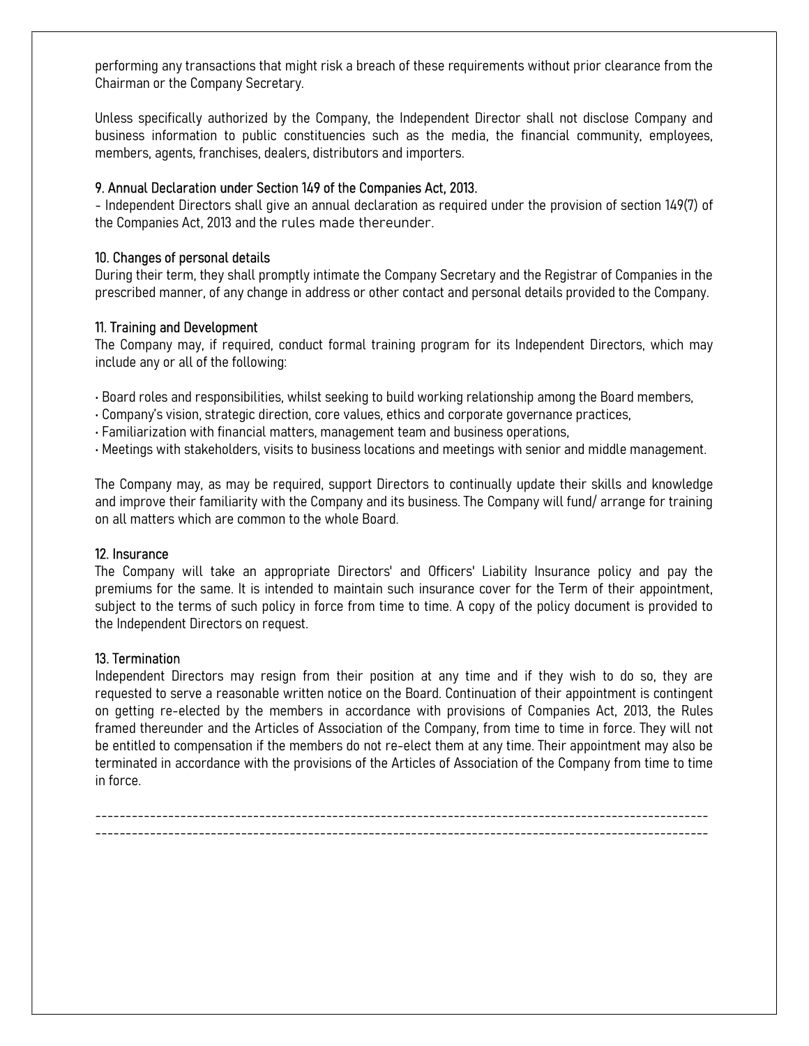performing any transactions that might risk a breach of these requirements without prior clearance from the Chairman or the Company Secretary.

Unless specifically authorized by the Company, the Independent Director shall not disclose Company and business information to public constituencies such as the media, the financial community, employees, members, agents, franchises, dealers, distributors and importers.

**9. Annual Declaration under Section 149 of the Companies Act, 2013.**

- Independent Directors shall give an annual declaration as required under the provision of section 149(7) of the Companies Act, 2013 and the rules made thereunder.

**10. Changes of personal details**

During their term, they shall promptly intimate the Company Secretary and the Registrar of Companies in the prescribed manner, of any change in address or other contact and personal details provided to the Company.

**11. Training and Development**

The Company may, if required, conduct formal training program for its Independent Directors, which may include any or all of the following:

- Board roles and responsibilities, whilst seeking to build working relationship among the Board members,
- Company's vision, strategic direction, core values, ethics and corporate governance practices,
- Familiarization with financial matters, management team and business operations,
- Meetings with stakeholders, visits to business locations and meetings with senior and middle management.

The Company may, as may be required, support Directors to continually update their skills and knowledge and improve their familiarity with the Company and its business. The Company will fund/ arrange for training on all matters which are common to the whole Board.

**12. Insurance**

The Company will take an appropriate Directors' and Officers' Liability Insurance policy and pay the premiums for the same. It is intended to maintain such insurance cover for the Term of their appointment, subject to the terms of such policy in force from time to time. A copy of the policy document is provided to the Independent Directors on request.

**13. Termination**

Independent Directors may resign from their position at any time and if they wish to do so, they are requested to serve a reasonable written notice on the Board. Continuation of their appointment is contingent on getting re-elected by the members in accordance with provisions of Companies Act, 2013, the Rules framed thereunder and the Articles of Association of the Company, from time to time in force. They will not be entitled to compensation if the members do not re-elect them at any time. Their appointment may also be terminated in accordance with the provisions of the Articles of Association of the Company from time to time in force.

---

---